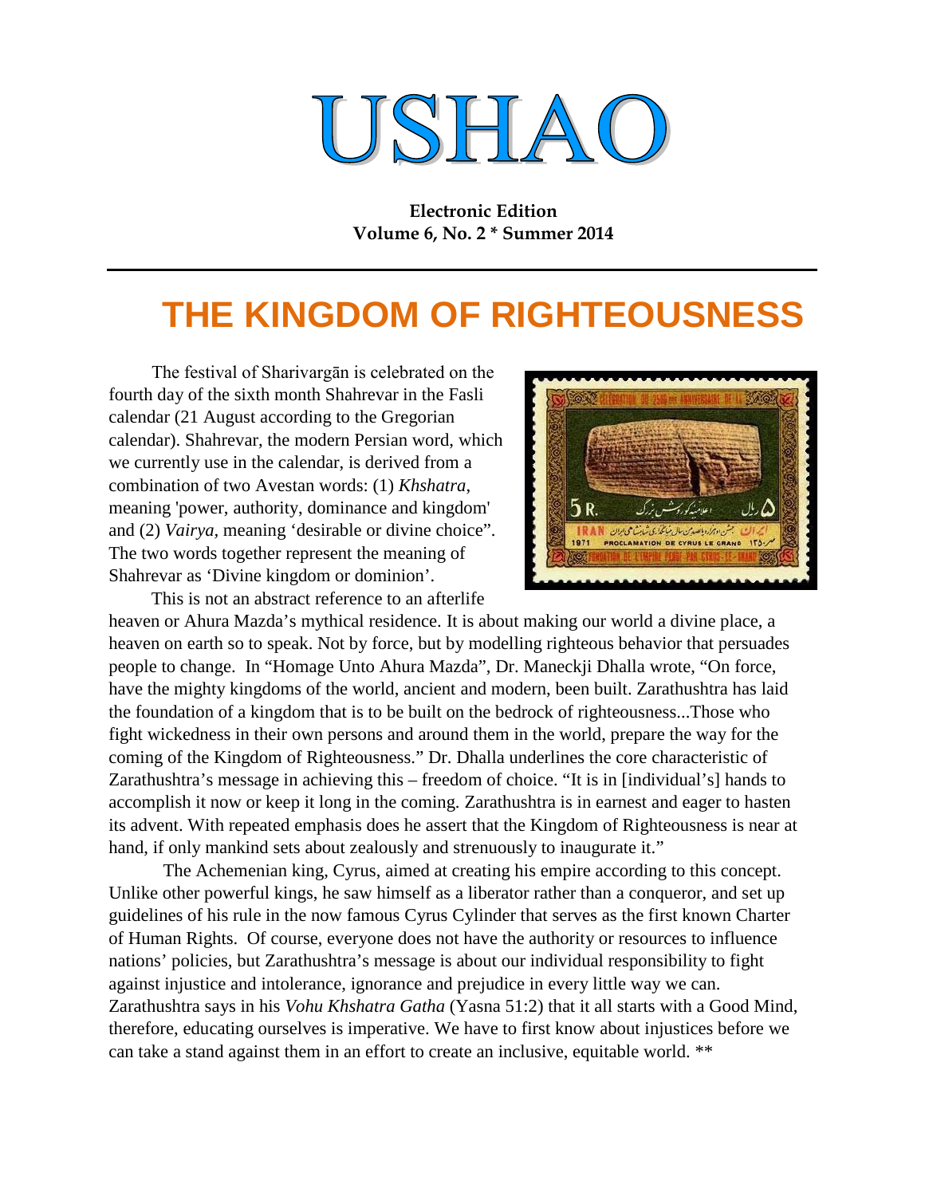# USHAO

**Electronic Edition**
**Volume 6, No. 2 * Summer 2014**

---

## THE KINGDOM OF RIGHTEOUSNESS

The festival of Sharivargān is celebrated on the fourth day of the sixth month Shahrevar in the Fasli calendar (21 August according to the Gregorian calendar). Shahrevar, the modern Persian word, which we currently use in the calendar, is derived from a combination of two Avestan words: (1) *Khshatra*, meaning 'power, authority, dominance and kingdom' and (2) *Vairya*, meaning 'desirable or divine choice". The two words together represent the meaning of Shahrevar as 'Divine kingdom or dominion'.

This is not an abstract reference to an afterlife heaven or Ahura Mazda's mythical residence. It is about making our world a divine place, a heaven on earth so to speak. Not by force, but by modelling righteous behavior that persuades people to change. In "Homage Unto Ahura Mazda", Dr. Maneckji Dhalla wrote, "On force, have the mighty kingdoms of the world, ancient and modern, been built. Zarathushtra has laid the foundation of a kingdom that is to be built on the bedrock of righteousness...Those who fight wickedness in their own persons and around them in the world, prepare the way for the coming of the Kingdom of Righteousness." Dr. Dhalla underlines the core characteristic of Zarathushtra's message in achieving this – freedom of choice. "It is in [individual's] hands to accomplish it now or keep it long in the coming. Zarathushtra is in earnest and eager to hasten its advent. With repeated emphasis does he assert that the Kingdom of Righteousness is near at hand, if only mankind sets about zealously and strenuously to inaugurate it."

The Achemenian king, Cyrus, aimed at creating his empire according to this concept. Unlike other powerful kings, he saw himself as a liberator rather than a conqueror, and set up guidelines of his rule in the now famous Cyrus Cylinder that serves as the first known Charter of Human Rights. Of course, everyone does not have the authority or resources to influence nations' policies, but Zarathushtra's message is about our individual responsibility to fight against injustice and intolerance, ignorance and prejudice in every little way we can. Zarathushtra says in his *Vohu Khshatra Gatha* (Yasna 51:2) that it all starts with a Good Mind, therefore, educating ourselves is imperative. We have to first know about injustices before we can take a stand against them in an effort to create an inclusive, equitable world. **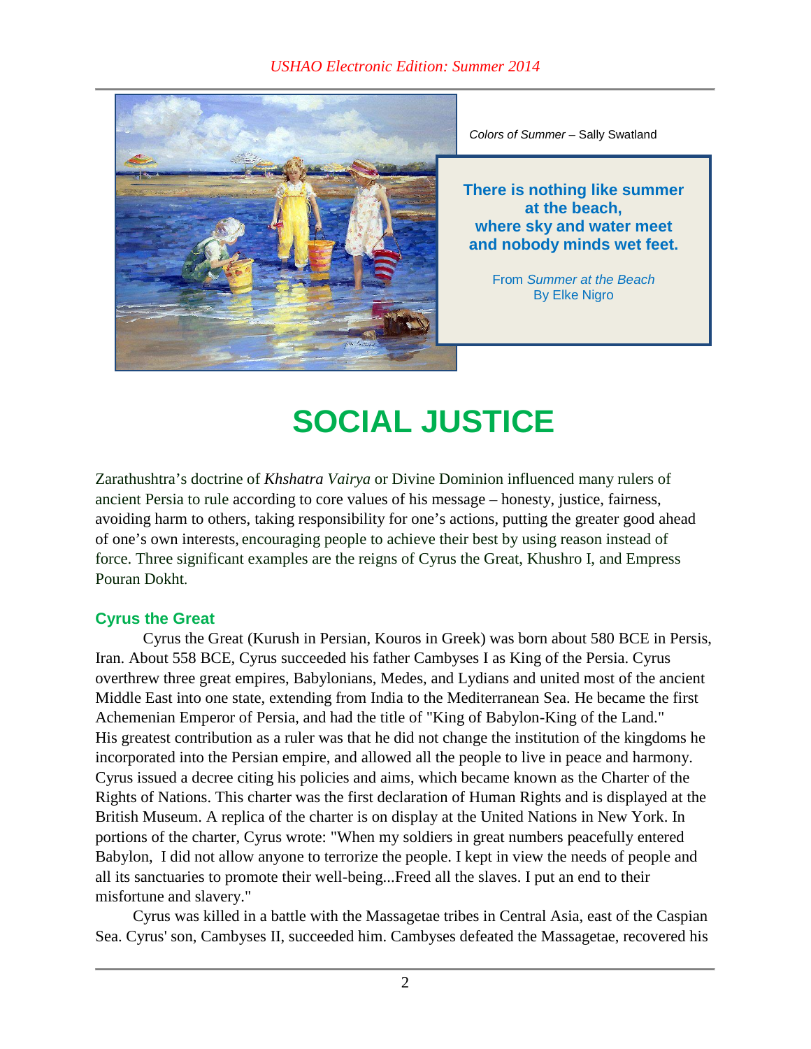*Colors of Summer* – Sally Swatland

**There is nothing like summer at the beach, where sky and water meet and nobody minds wet feet.**

From *Summer at the Beach*
By Elke Nigro

# SOCIAL JUSTICE

Zarathushtra's doctrine of *Khshatra Vairya* or Divine Dominion influenced many rulers of ancient Persia to rule according to core values of his message – honesty, justice, fairness, avoiding harm to others, taking responsibility for one's actions, putting the greater good ahead of one's own interests, encouraging people to achieve their best by using reason instead of force. Three significant examples are the reigns of Cyrus the Great, Khushro I, and Empress Pouran Dokht.

## Cyrus the Great

Cyrus the Great (Kurush in Persian, Kouros in Greek) was born about 580 BCE in Persis, Iran. About 558 BCE, Cyrus succeeded his father Cambyses I as King of the Persia. Cyrus overthrew three great empires, Babylonians, Medes, and Lydians and united most of the ancient Middle East into one state, extending from India to the Mediterranean Sea. He became the first Achemenian Emperor of Persia, and had the title of "King of Babylon-King of the Land." His greatest contribution as a ruler was that he did not change the institution of the kingdoms he incorporated into the Persian empire, and allowed all the people to live in peace and harmony. Cyrus issued a decree citing his policies and aims, which became known as the Charter of the Rights of Nations. This charter was the first declaration of Human Rights and is displayed at the British Museum. A replica of the charter is on display at the United Nations in New York. In portions of the charter, Cyrus wrote: "When my soldiers in great numbers peacefully entered Babylon, I did not allow anyone to terrorize the people. I kept in view the needs of people and all its sanctuaries to promote their well-being...Freed all the slaves. I put an end to their misfortune and slavery."

Cyrus was killed in a battle with the Massagetae tribes in Central Asia, east of the Caspian Sea. Cyrus' son, Cambyses II, succeeded him. Cambyses defeated the Massagetae, recovered his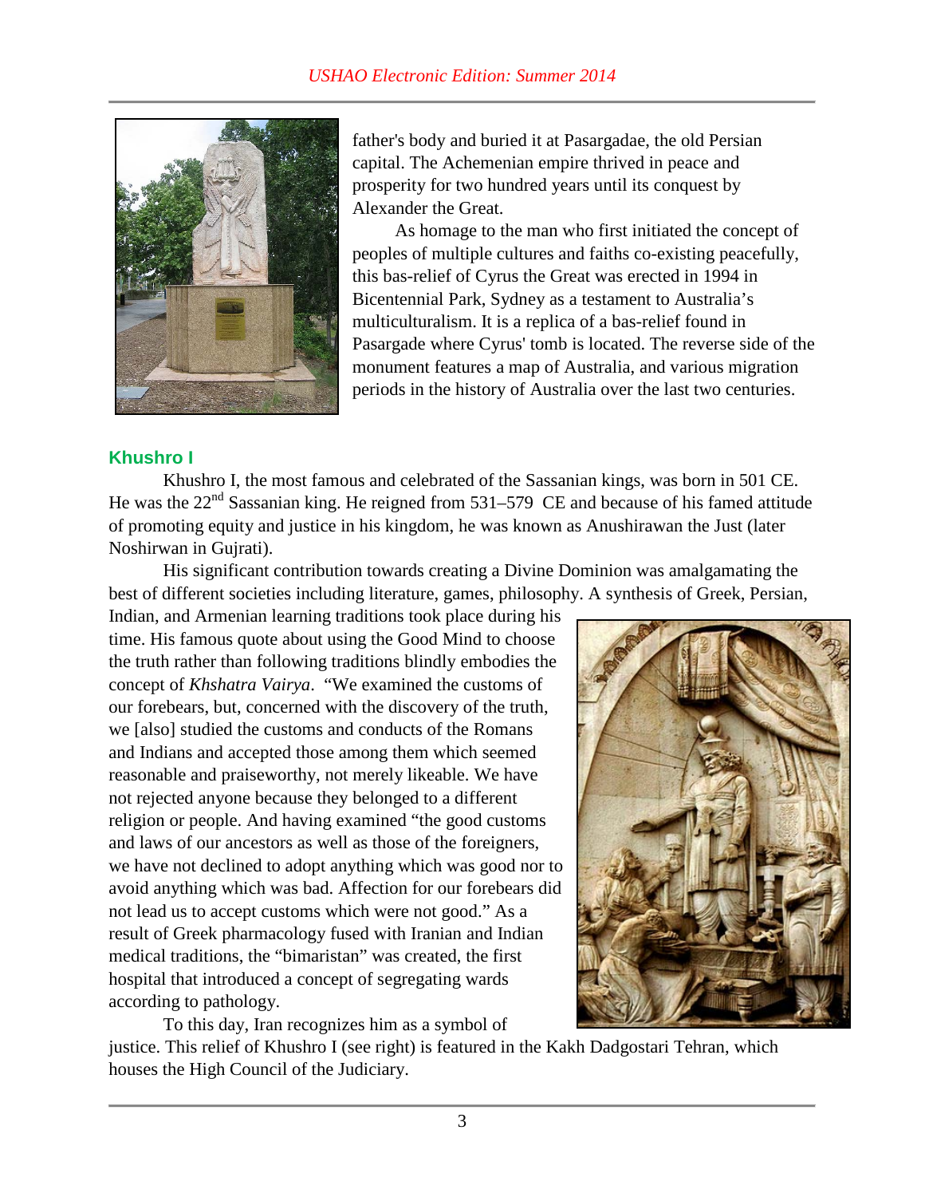father's body and buried it at Pasargadae, the old Persian capital. The Achemenian empire thrived in peace and prosperity for two hundred years until its conquest by Alexander the Great.

As homage to the man who first initiated the concept of peoples of multiple cultures and faiths co-existing peacefully, this bas-relief of Cyrus the Great was erected in 1994 in Bicentennial Park, Sydney as a testament to Australia's multiculturalism. It is a replica of a bas-relief found in Pasargade where Cyrus' tomb is located. The reverse side of the monument features a map of Australia, and various migration periods in the history of Australia over the last two centuries.

## Khushro I

Khushro I, the most famous and celebrated of the Sassanian kings, was born in 501 CE. He was the 22nd Sassanian king. He reigned from 531–579 CE and because of his famed attitude of promoting equity and justice in his kingdom, he was known as Anushirawan the Just (later Noshirwan in Gujrati).

His significant contribution towards creating a Divine Dominion was amalgamating the best of different societies including literature, games, philosophy. A synthesis of Greek, Persian, Indian, and Armenian learning traditions took place during his time. His famous quote about using the Good Mind to choose the truth rather than following traditions blindly embodies the concept of *Khshatra Vairya*. "We examined the customs of our forebears, but, concerned with the discovery of the truth, we [also] studied the customs and conducts of the Romans and Indians and accepted those among them which seemed reasonable and praiseworthy, not merely likeable. We have not rejected anyone because they belonged to a different religion or people. And having examined "the good customs and laws of our ancestors as well as those of the foreigners, we have not declined to adopt anything which was good nor to avoid anything which was bad. Affection for our forebears did not lead us to accept customs which were not good." As a result of Greek pharmacology fused with Iranian and Indian medical traditions, the "bimaristan" was created, the first hospital that introduced a concept of segregating wards according to pathology.

To this day, Iran recognizes him as a symbol of justice. This relief of Khushro I (see right) is featured in the Kakh Dadgostari Tehran, which houses the High Council of the Judiciary.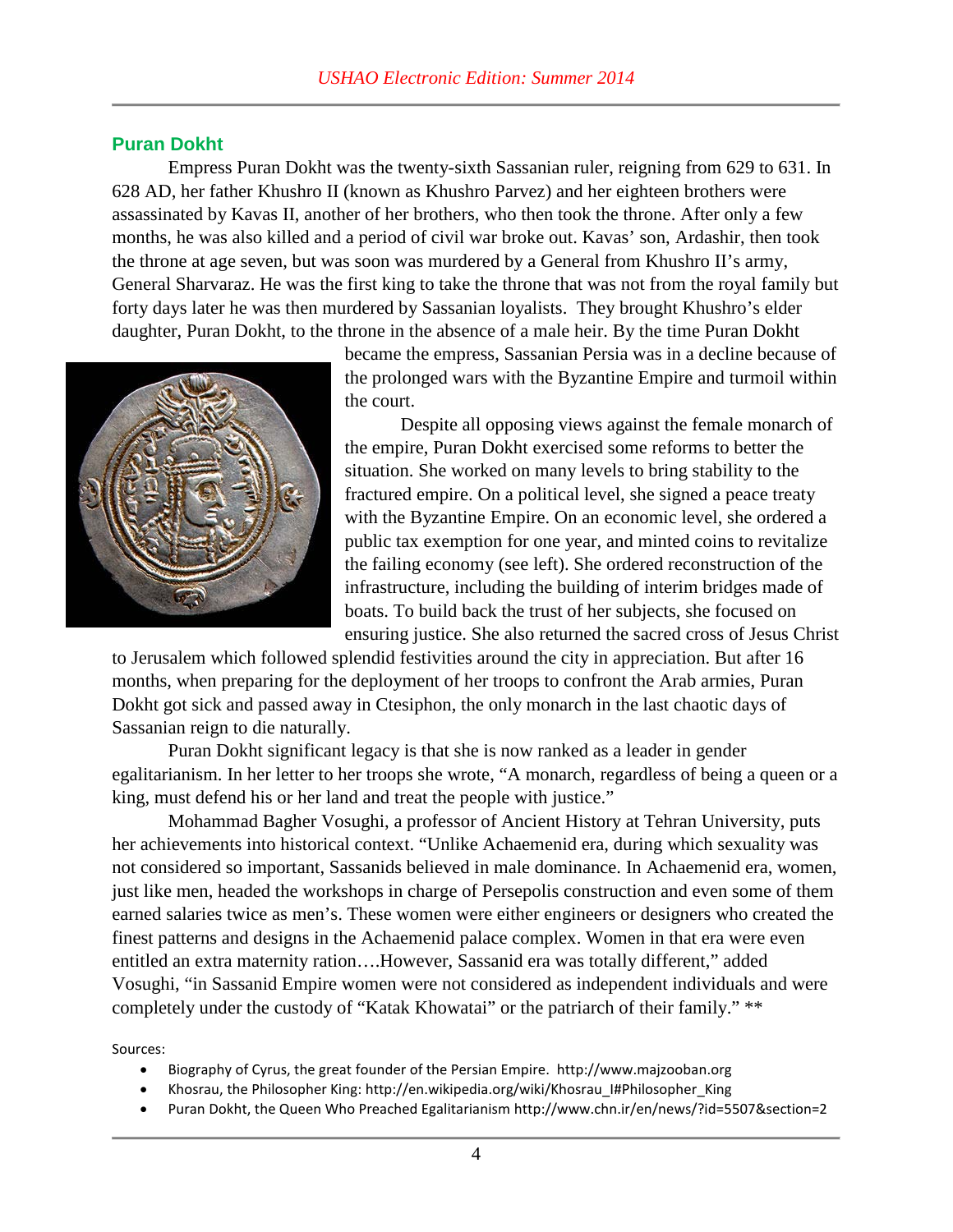## Puran Dokht

Empress Puran Dokht was the twenty-sixth Sassanian ruler, reigning from 629 to 631. In 628 AD, her father Khushro II (known as Khushro Parvez) and her eighteen brothers were assassinated by Kavas II, another of her brothers, who then took the throne. After only a few months, he was also killed and a period of civil war broke out. Kavas' son, Ardashir, then took the throne at age seven, but was soon was murdered by a General from Khushro II's army, General Sharvaraz. He was the first king to take the throne that was not from the royal family but forty days later he was then murdered by Sassanian loyalists. They brought Khushro's elder daughter, Puran Dokht, to the throne in the absence of a male heir. By the time Puran Dokht became the empress, Sassanian Persia was in a decline because of the prolonged wars with the Byzantine Empire and turmoil within the court.

Despite all opposing views against the female monarch of the empire, Puran Dokht exercised some reforms to better the situation. She worked on many levels to bring stability to the fractured empire. On a political level, she signed a peace treaty with the Byzantine Empire. On an economic level, she ordered a public tax exemption for one year, and minted coins to revitalize the failing economy (see left). She ordered reconstruction of the infrastructure, including the building of interim bridges made of boats. To build back the trust of her subjects, she focused on ensuring justice. She also returned the sacred cross of Jesus Christ to Jerusalem which followed splendid festivities around the city in appreciation. But after 16 months, when preparing for the deployment of her troops to confront the Arab armies, Puran Dokht got sick and passed away in Ctesiphon, the only monarch in the last chaotic days of Sassanian reign to die naturally.

Puran Dokht significant legacy is that she is now ranked as a leader in gender egalitarianism. In her letter to her troops she wrote, "A monarch, regardless of being a queen or a king, must defend his or her land and treat the people with justice."

Mohammad Bagher Vosughi, a professor of Ancient History at Tehran University, puts her achievements into historical context. "Unlike Achaemenid era, during which sexuality was not considered so important, Sassanids believed in male dominance. In Achaemenid era, women, just like men, headed the workshops in charge of Persepolis construction and even some of them earned salaries twice as men's. These women were either engineers or designers who created the finest patterns and designs in the Achaemenid palace complex. Women in that era were even entitled an extra maternity ration….However, Sassanid era was totally different," added Vosughi, "in Sassanid Empire women were not considered as independent individuals and were completely under the custody of "Katak Khowatai" or the patriarch of their family." **

Sources:

- Biography of Cyrus, the great founder of the Persian Empire. http://www.majzooban.org
- Khosrau, the Philosopher King: http://en.wikipedia.org/wiki/Khosrau_I#Philosopher_King
- Puran Dokht, the Queen Who Preached Egalitarianism http://www.chn.ir/en/news/?id=5507&section=2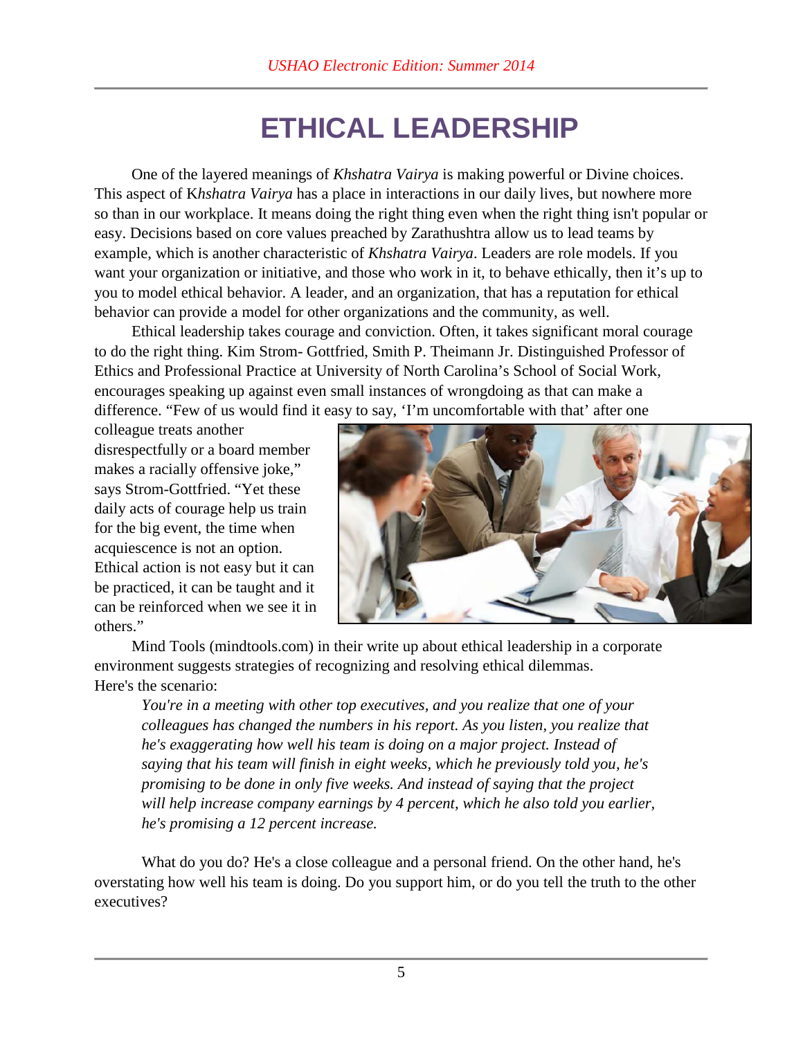# ETHICAL LEADERSHIP

One of the layered meanings of *Khshatra Vairya* is making powerful or Divine choices. This aspect of K*hshatra Vairya* has a place in interactions in our daily lives, but nowhere more so than in our workplace. It means doing the right thing even when the right thing isn't popular or easy. Decisions based on core values preached by Zarathushtra allow us to lead teams by example, which is another characteristic of *Khshatra Vairya*. Leaders are role models. If you want your organization or initiative, and those who work in it, to behave ethically, then it's up to you to model ethical behavior. A leader, and an organization, that has a reputation for ethical behavior can provide a model for other organizations and the community, as well.

Ethical leadership takes courage and conviction. Often, it takes significant moral courage to do the right thing. Kim Strom- Gottfried, Smith P. Theimann Jr. Distinguished Professor of Ethics and Professional Practice at University of North Carolina's School of Social Work, encourages speaking up against even small instances of wrongdoing as that can make a difference. "Few of us would find it easy to say, 'I'm uncomfortable with that' after one colleague treats another disrespectfully or a board member makes a racially offensive joke," says Strom-Gottfried. "Yet these daily acts of courage help us train for the big event, the time when acquiescence is not an option. Ethical action is not easy but it can be practiced, it can be taught and it can be reinforced when we see it in others."

Mind Tools (mindtools.com) in their write up about ethical leadership in a corporate environment suggests strategies of recognizing and resolving ethical dilemmas. Here's the scenario:

> *You're in a meeting with other top executives, and you realize that one of your colleagues has changed the numbers in his report. As you listen, you realize that he's exaggerating how well his team is doing on a major project. Instead of saying that his team will finish in eight weeks, which he previously told you, he's promising to be done in only five weeks. And instead of saying that the project will help increase company earnings by 4 percent, which he also told you earlier, he's promising a 12 percent increase.*

What do you do? He's a close colleague and a personal friend. On the other hand, he's overstating how well his team is doing. Do you support him, or do you tell the truth to the other executives?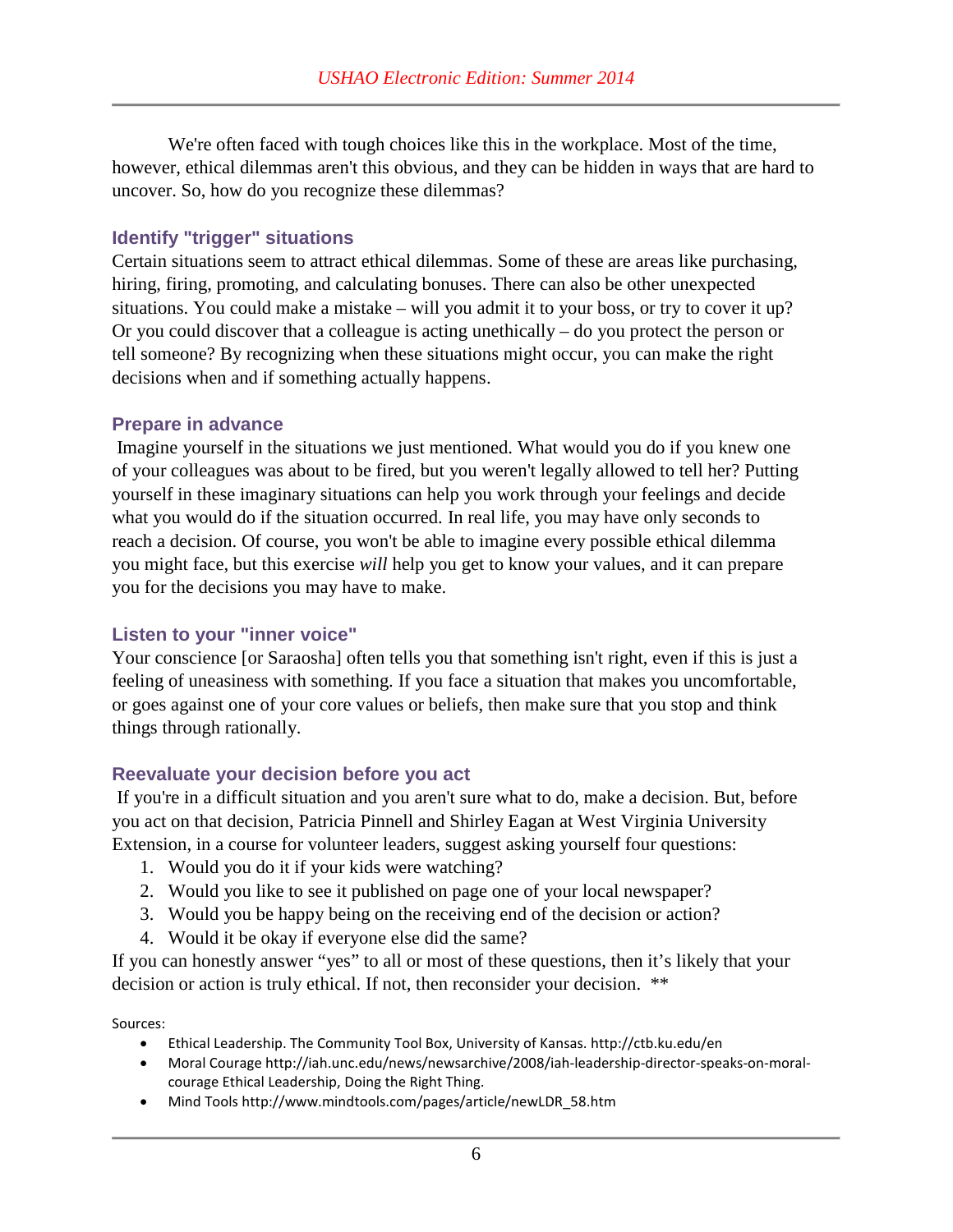We're often faced with tough choices like this in the workplace. Most of the time, however, ethical dilemmas aren't this obvious, and they can be hidden in ways that are hard to uncover. So, how do you recognize these dilemmas?

### Identify "trigger" situations

Certain situations seem to attract ethical dilemmas. Some of these are areas like purchasing, hiring, firing, promoting, and calculating bonuses. There can also be other unexpected situations. You could make a mistake – will you admit it to your boss, or try to cover it up? Or you could discover that a colleague is acting unethically – do you protect the person or tell someone? By recognizing when these situations might occur, you can make the right decisions when and if something actually happens.

### Prepare in advance

Imagine yourself in the situations we just mentioned. What would you do if you knew one of your colleagues was about to be fired, but you weren't legally allowed to tell her? Putting yourself in these imaginary situations can help you work through your feelings and decide what you would do if the situation occurred. In real life, you may have only seconds to reach a decision. Of course, you won't be able to imagine every possible ethical dilemma you might face, but this exercise *will* help you get to know your values, and it can prepare you for the decisions you may have to make.

### Listen to your "inner voice"

Your conscience [or Saraosha] often tells you that something isn't right, even if this is just a feeling of uneasiness with something. If you face a situation that makes you uncomfortable, or goes against one of your core values or beliefs, then make sure that you stop and think things through rationally.

### Reevaluate your decision before you act

If you're in a difficult situation and you aren't sure what to do, make a decision. But, before you act on that decision, Patricia Pinnell and Shirley Eagan at West Virginia University Extension, in a course for volunteer leaders, suggest asking yourself four questions:

1. Would you do it if your kids were watching?
2. Would you like to see it published on page one of your local newspaper?
3. Would you be happy being on the receiving end of the decision or action?
4. Would it be okay if everyone else did the same?

If you can honestly answer "yes" to all or most of these questions, then it's likely that your decision or action is truly ethical. If not, then reconsider your decision. **

Sources:

- Ethical Leadership. The Community Tool Box, University of Kansas. http://ctb.ku.edu/en
- Moral Courage http://iah.unc.edu/news/newsarchive/2008/iah-leadership-director-speaks-on-moral-courage Ethical Leadership, Doing the Right Thing.
- Mind Tools http://www.mindtools.com/pages/article/newLDR_58.htm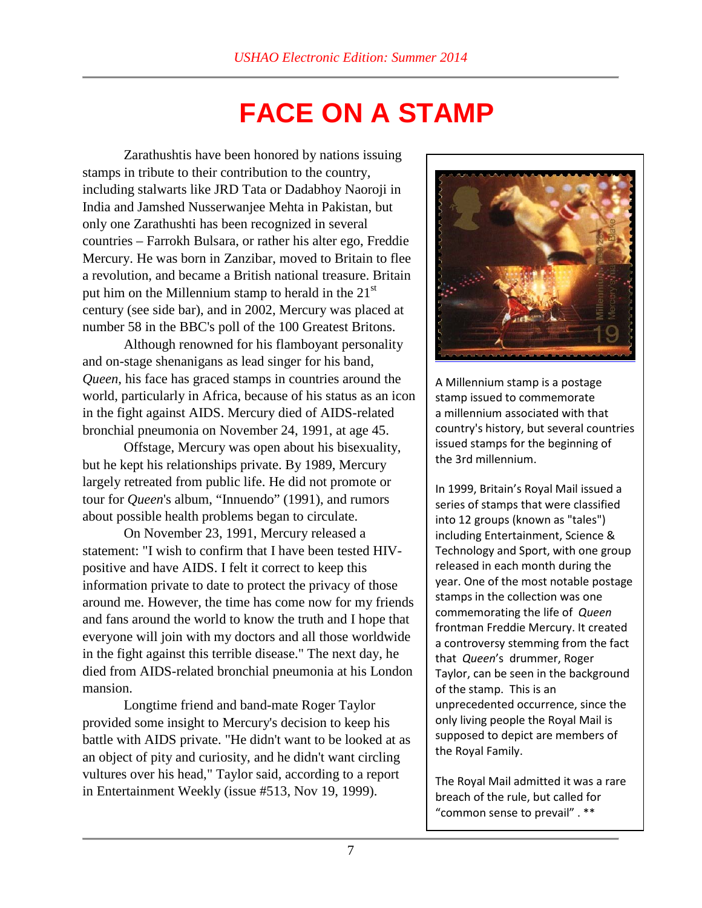# FACE ON A STAMP

Zarathushtis have been honored by nations issuing stamps in tribute to their contribution to the country, including stalwarts like JRD Tata or Dadabhoy Naoroji in India and Jamshed Nusserwanjee Mehta in Pakistan, but only one Zarathushti has been recognized in several countries – Farrokh Bulsara, or rather his alter ego, Freddie Mercury. He was born in Zanzibar, moved to Britain to flee a revolution, and became a British national treasure. Britain put him on the Millennium stamp to herald in the 21st century (see side bar), and in 2002, Mercury was placed at number 58 in the BBC's poll of the 100 Greatest Britons.

Although renowned for his flamboyant personality and on-stage shenanigans as lead singer for his band, *Queen*, his face has graced stamps in countries around the world, particularly in Africa, because of his status as an icon in the fight against AIDS. Mercury died of AIDS-related bronchial pneumonia on November 24, 1991, at age 45.

Offstage, Mercury was open about his bisexuality, but he kept his relationships private. By 1989, Mercury largely retreated from public life. He did not promote or tour for *Queen*'s album, "Innuendo" (1991), and rumors about possible health problems began to circulate.

On November 23, 1991, Mercury released a statement: "I wish to confirm that I have been tested HIV-positive and have AIDS. I felt it correct to keep this information private to date to protect the privacy of those around me. However, the time has come now for my friends and fans around the world to know the truth and I hope that everyone will join with my doctors and all those worldwide in the fight against this terrible disease." The next day, he died from AIDS-related bronchial pneumonia at his London mansion.

Longtime friend and band-mate Roger Taylor provided some insight to Mercury's decision to keep his battle with AIDS private. "He didn't want to be looked at as an object of pity and curiosity, and he didn't want circling vultures over his head," Taylor said, according to a report in Entertainment Weekly (issue #513, Nov 19, 1999).

A Millennium stamp is a postage stamp issued to commemorate a millennium associated with that country's history, but several countries issued stamps for the beginning of the 3rd millennium.

In 1999, Britain's Royal Mail issued a series of stamps that were classified into 12 groups (known as "tales") including Entertainment, Science & Technology and Sport, with one group released in each month during the year. One of the most notable postage stamps in the collection was one commemorating the life of *Queen* frontman Freddie Mercury. It created a controversy stemming from the fact that *Queen*'s drummer, Roger Taylor, can be seen in the background of the stamp. This is an unprecedented occurrence, since the only living people the Royal Mail is supposed to depict are members of the Royal Family.

The Royal Mail admitted it was a rare breach of the rule, but called for "common sense to prevail" . **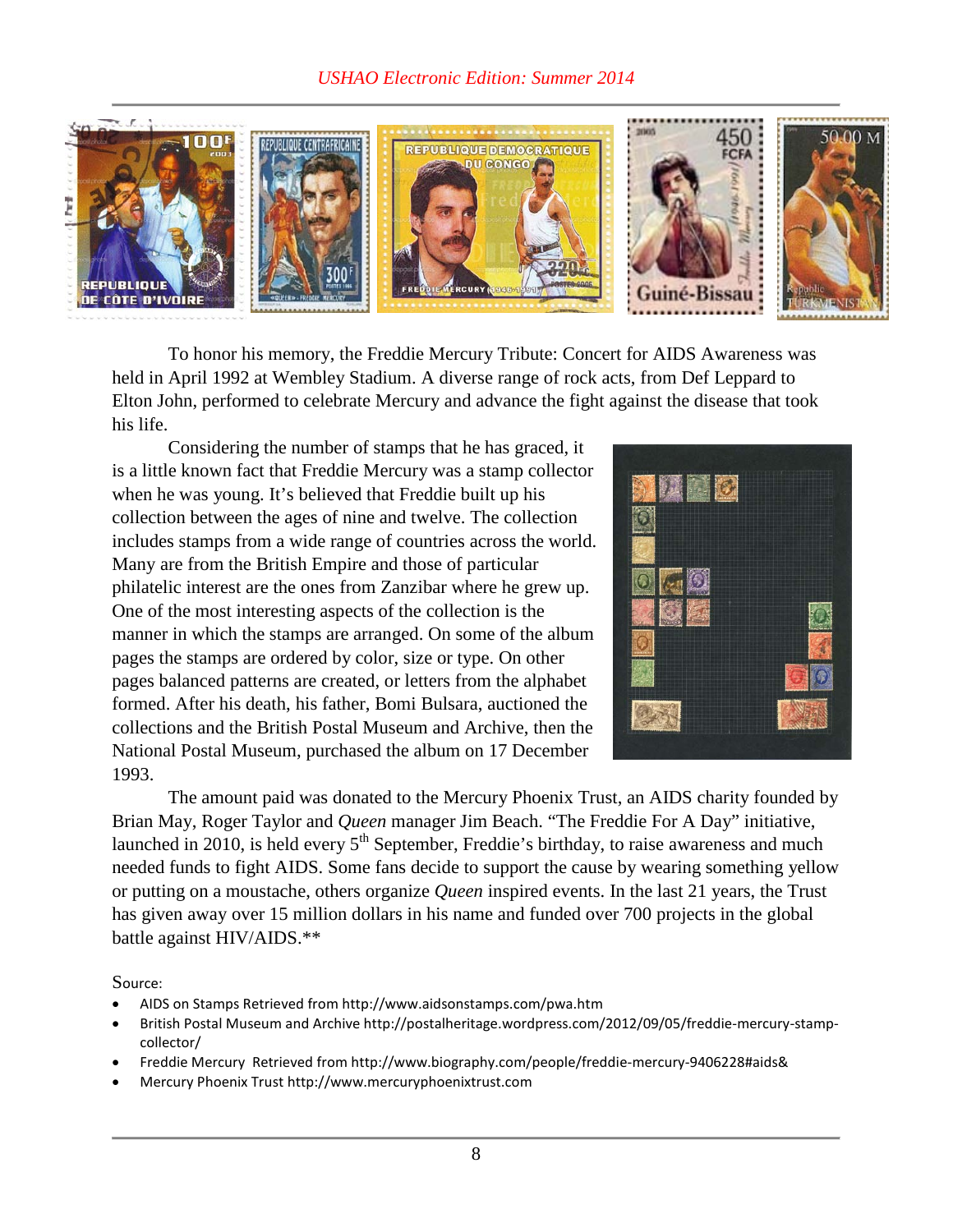To honor his memory, the Freddie Mercury Tribute: Concert for AIDS Awareness was held in April 1992 at Wembley Stadium. A diverse range of rock acts, from Def Leppard to Elton John, performed to celebrate Mercury and advance the fight against the disease that took his life.

Considering the number of stamps that he has graced, it is a little known fact that Freddie Mercury was a stamp collector when he was young. It's believed that Freddie built up his collection between the ages of nine and twelve. The collection includes stamps from a wide range of countries across the world. Many are from the British Empire and those of particular philatelic interest are the ones from Zanzibar where he grew up. One of the most interesting aspects of the collection is the manner in which the stamps are arranged. On some of the album pages the stamps are ordered by color, size or type. On other pages balanced patterns are created, or letters from the alphabet formed. After his death, his father, Bomi Bulsara, auctioned the collections and the British Postal Museum and Archive, then the National Postal Museum, purchased the album on 17 December 1993.

The amount paid was donated to the Mercury Phoenix Trust, an AIDS charity founded by Brian May, Roger Taylor and *Queen* manager Jim Beach. "The Freddie For A Day" initiative, launched in 2010, is held every 5th September, Freddie's birthday, to raise awareness and much needed funds to fight AIDS. Some fans decide to support the cause by wearing something yellow or putting on a moustache, others organize *Queen* inspired events. In the last 21 years, the Trust has given away over 15 million dollars in his name and funded over 700 projects in the global battle against HIV/AIDS.**

Source:

- AIDS on Stamps Retrieved from http://www.aidsonstamps.com/pwa.htm
- British Postal Museum and Archive http://postalheritage.wordpress.com/2012/09/05/freddie-mercury-stamp-collector/
- Freddie Mercury Retrieved from http://www.biography.com/people/freddie-mercury-9406228#aids&
- Mercury Phoenix Trust http://www.mercuryphoenixtrust.com